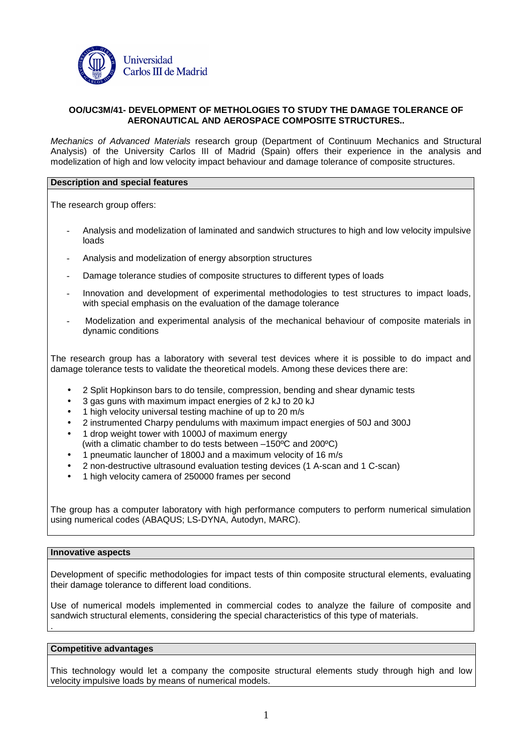**OO/UC3M/41- DEVELOPMENT OF METHOLOGIES TO STUDY THE DAMAGE TOLERANCE OF AERONAUTICAL AND AEROSPACE COMPOSITE STRUCTURES..**

*Mechanics of Advanced Materials* research group (Department of Continuum Mechanics and Structural Analysis) of the University Carlos III of Madrid (Spain) offers their experience in the analysis and modelization of high and low velocity impact behaviour and damage tolerance of composite structures.

## Description and special features

The research group offers:

- Analysis and modelization of laminated and sandwich structures to high and low velocity impulsive loads
- Analysis and modelization of energy absorption structures
- Damage tolerance studies of composite structures to different types of loads
- Innovation and development of experimental methodologies to test structures to impact loads, with special emphasis on the evaluation of the damage tolerance
- Modelization and experimental analysis of the mechanical behaviour of composite materials in dynamic conditions

The research group has a laboratory with several test devices where it is possible to do impact and damage tolerance tests to validate the theoretical models. Among these devices there are:

- 2 Split Hopkinson bars to do tensile, compression, bending and shear dynamic tests
- 3 gas guns with maximum impact energies of 2 kJ to 20 kJ
- 1 high velocity universal testing machine of up to 20 m/s
- 2 instrumented Charpy pendulums with maximum impact energies of 50J and 300J
- 1 drop weight tower with 1000J of maximum energy (with a climatic chamber to do tests between –150ºC and 200ºC)
- 1 pneumatic launcher of 1800J and a maximum velocity of 16 m/s
- 2 non-destructive ultrasound evaluation testing devices (1 A-scan and 1 C-scan)
- 1 high velocity camera of 250000 frames per second

The group has a computer laboratory with high performance computers to perform numerical simulation using numerical codes (ABAQUS; LS-DYNA, Autodyn, MARC).

## Innovative aspects

Development of specific methodologies for impact tests of thin composite structural elements, evaluating their damage tolerance to different load conditions.

Use of numerical models implemented in commercial codes to analyze the failure of composite and sandwich structural elements, considering the special characteristics of this type of materials.

.

## Competitive advantages

This technology would let a company the composite structural elements study through high and low velocity impulsive loads by means of numerical models.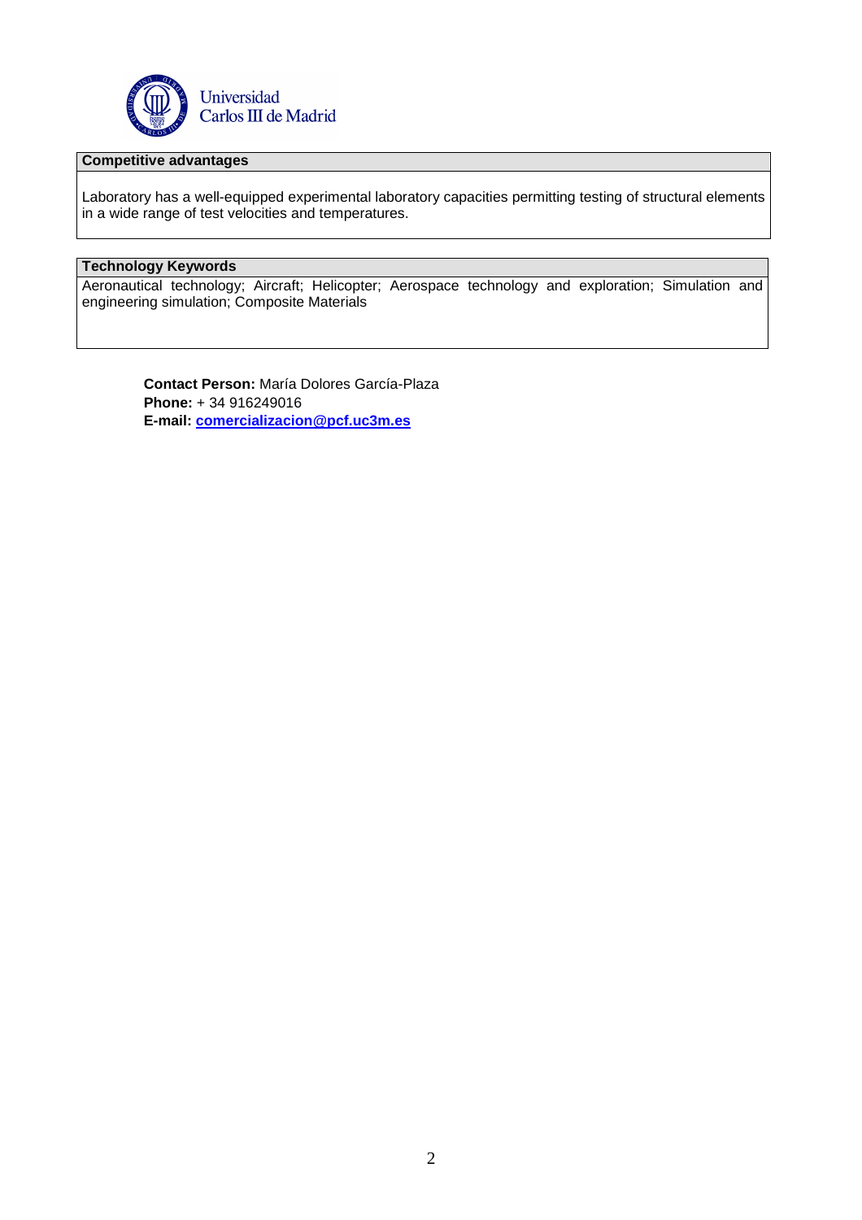## Competitive advantages

Laboratory has a well-equipped experimental laboratory capacities permitting testing of structural elements in a wide range of test velocities and temperatures.

## Technology Keywords

Aeronautical technology; Aircraft; Helicopter; Aerospace technology and exploration; Simulation and engineering simulation; Composite Materials

**Contact Person:** María Dolores García-Plaza
**Phone:** + 34 916249016
**E-mail:** **comercializacion@pcf.uc3m.es**